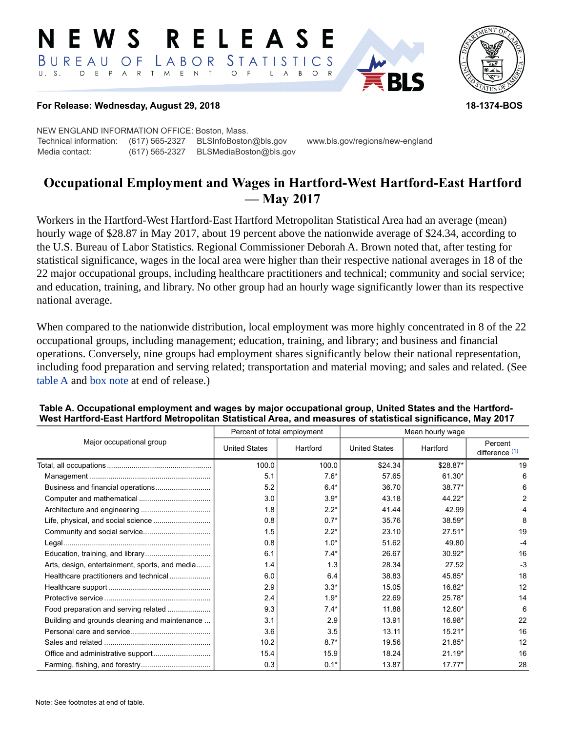# NEWS RELEASE

BUREAU OF LABOR STATISTICS

U. S. DEPARTMENT OF LABOR

**For Release: Wednesday, August 29, 2018** **18-1374-BOS**

NEW ENGLAND INFORMATION OFFICE: Boston, Mass.
Technical information: (617) 565-2327 BLSInfoBoston@bls.gov www.bls.gov/regions/new-england
Media contact: (617) 565-2327 BLSMediaBoston@bls.gov

## Occupational Employment and Wages in Hartford-West Hartford-East Hartford — May 2017

Workers in the Hartford-West Hartford-East Hartford Metropolitan Statistical Area had an average (mean) hourly wage of $28.87 in May 2017, about 19 percent above the nationwide average of $24.34, according to the U.S. Bureau of Labor Statistics. Regional Commissioner Deborah A. Brown noted that, after testing for statistical significance, wages in the local area were higher than their respective national averages in 18 of the 22 major occupational groups, including healthcare practitioners and technical; community and social service; and education, training, and library. No other group had an hourly wage significantly lower than its respective national average.

When compared to the nationwide distribution, local employment was more highly concentrated in 8 of the 22 occupational groups, including management; education, training, and library; and business and financial operations. Conversely, nine groups had employment shares significantly below their national representation, including food preparation and serving related; transportation and material moving; and sales and related. (See table A and box note at end of release.)

**Table A. Occupational employment and wages by major occupational group, United States and the Hartford-West Hartford-East Hartford Metropolitan Statistical Area, and measures of statistical significance, May 2017**

| Major occupational group | Percent of total employment | | Mean hourly wage | | |
|---|---|---|---|---|---|
| | United States | Hartford | United States | Hartford | Percent difference (1) |
| Total, all occupations | 100.0 | 100.0 | $24.34 | $28.87* | 19 |
| Management | 5.1 | 7.6* | 57.65 | 61.30* | 6 |
| Business and financial operations | 5.2 | 6.4* | 36.70 | 38.77* | 6 |
| Computer and mathematical | 3.0 | 3.9* | 43.18 | 44.22* | 2 |
| Architecture and engineering | 1.8 | 2.2* | 41.44 | 42.99 | 4 |
| Life, physical, and social science | 0.8 | 0.7* | 35.76 | 38.59* | 8 |
| Community and social service | 1.5 | 2.2* | 23.10 | 27.51* | 19 |
| Legal | 0.8 | 1.0* | 51.62 | 49.80 | -4 |
| Education, training, and library | 6.1 | 7.4* | 26.67 | 30.92* | 16 |
| Arts, design, entertainment, sports, and media | 1.4 | 1.3 | 28.34 | 27.52 | -3 |
| Healthcare practitioners and technical | 6.0 | 6.4 | 38.83 | 45.85* | 18 |
| Healthcare support | 2.9 | 3.3* | 15.05 | 16.82* | 12 |
| Protective service | 2.4 | 1.9* | 22.69 | 25.78* | 14 |
| Food preparation and serving related | 9.3 | 7.4* | 11.88 | 12.60* | 6 |
| Building and grounds cleaning and maintenance | 3.1 | 2.9 | 13.91 | 16.98* | 22 |
| Personal care and service | 3.6 | 3.5 | 13.11 | 15.21* | 16 |
| Sales and related | 10.2 | 8.7* | 19.56 | 21.85* | 12 |
| Office and administrative support | 15.4 | 15.9 | 18.24 | 21.19* | 16 |
| Farming, fishing, and forestry | 0.3 | 0.1* | 13.87 | 17.77* | 28 |

Note: See footnotes at end of table.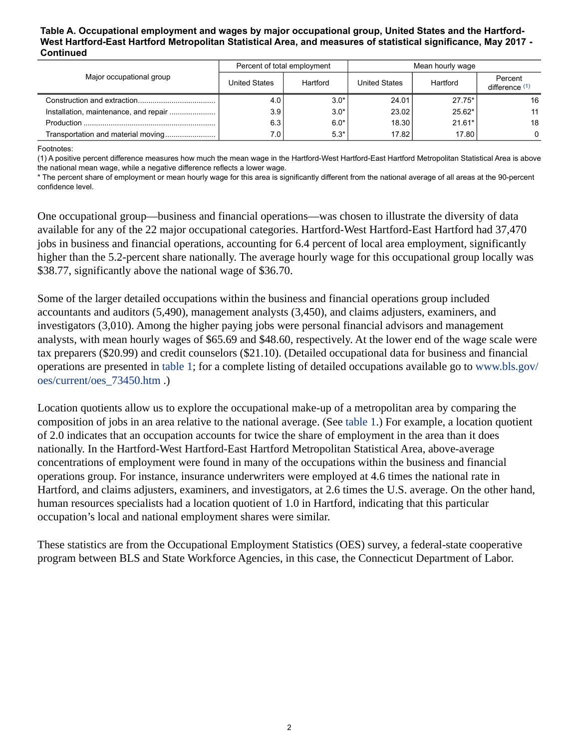**Table A. Occupational employment and wages by major occupational group, United States and the Hartford-West Hartford-East Hartford Metropolitan Statistical Area, and measures of statistical significance, May 2017 - Continued**

| Major occupational group | Percent of total employment | | Mean hourly wage | | |
|---|---|---|---|---|---|
| | United States | Hartford | United States | Hartford | Percent difference (1) |
| Construction and extraction | 4.0 | 3.0* | 24.01 | 27.75* | 16 |
| Installation, maintenance, and repair | 3.9 | 3.0* | 23.02 | 25.62* | 11 |
| Production | 6.3 | 6.0* | 18.30 | 21.61* | 18 |
| Transportation and material moving | 7.0 | 5.3* | 17.82 | 17.80 | 0 |

Footnotes:
(1) A positive percent difference measures how much the mean wage in the Hartford-West Hartford-East Hartford Metropolitan Statistical Area is above the national mean wage, while a negative difference reflects a lower wage.
* The percent share of employment or mean hourly wage for this area is significantly different from the national average of all areas at the 90-percent confidence level.

One occupational group—business and financial operations—was chosen to illustrate the diversity of data available for any of the 22 major occupational categories. Hartford-West Hartford-East Hartford had 37,470 jobs in business and financial operations, accounting for 6.4 percent of local area employment, significantly higher than the 5.2-percent share nationally. The average hourly wage for this occupational group locally was $38.77, significantly above the national wage of $36.70.

Some of the larger detailed occupations within the business and financial operations group included accountants and auditors (5,490), management analysts (3,450), and claims adjusters, examiners, and investigators (3,010). Among the higher paying jobs were personal financial advisors and management analysts, with mean hourly wages of $65.69 and $48.60, respectively. At the lower end of the wage scale were tax preparers ($20.99) and credit counselors ($21.10). (Detailed occupational data for business and financial operations are presented in table 1; for a complete listing of detailed occupations available go to www.bls.gov/oes/current/oes_73450.htm .)

Location quotients allow us to explore the occupational make-up of a metropolitan area by comparing the composition of jobs in an area relative to the national average. (See table 1.) For example, a location quotient of 2.0 indicates that an occupation accounts for twice the share of employment in the area than it does nationally. In the Hartford-West Hartford-East Hartford Metropolitan Statistical Area, above-average concentrations of employment were found in many of the occupations within the business and financial operations group. For instance, insurance underwriters were employed at 4.6 times the national rate in Hartford, and claims adjusters, examiners, and investigators, at 2.6 times the U.S. average. On the other hand, human resources specialists had a location quotient of 1.0 in Hartford, indicating that this particular occupation's local and national employment shares were similar.

These statistics are from the Occupational Employment Statistics (OES) survey, a federal-state cooperative program between BLS and State Workforce Agencies, in this case, the Connecticut Department of Labor.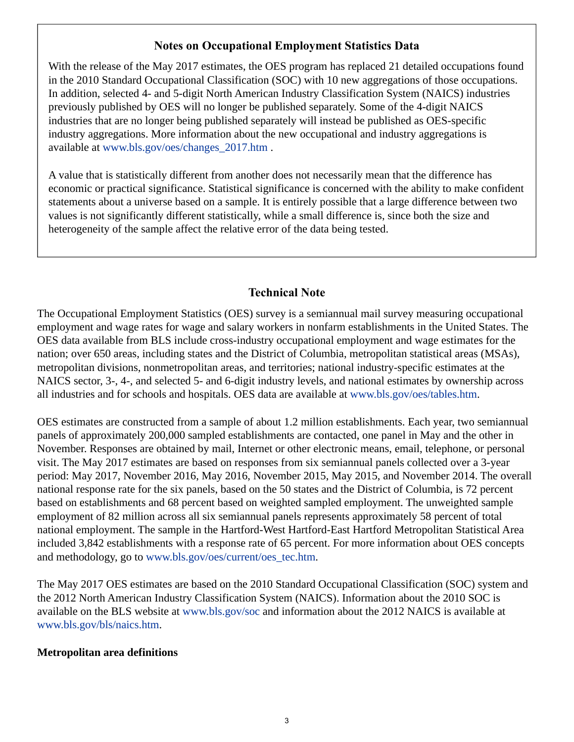## Notes on Occupational Employment Statistics Data

With the release of the May 2017 estimates, the OES program has replaced 21 detailed occupations found in the 2010 Standard Occupational Classification (SOC) with 10 new aggregations of those occupations. In addition, selected 4- and 5-digit North American Industry Classification System (NAICS) industries previously published by OES will no longer be published separately. Some of the 4-digit NAICS industries that are no longer being published separately will instead be published as OES-specific industry aggregations. More information about the new occupational and industry aggregations is available at www.bls.gov/oes/changes_2017.htm .

A value that is statistically different from another does not necessarily mean that the difference has economic or practical significance. Statistical significance is concerned with the ability to make confident statements about a universe based on a sample. It is entirely possible that a large difference between two values is not significantly different statistically, while a small difference is, since both the size and heterogeneity of the sample affect the relative error of the data being tested.

## Technical Note

The Occupational Employment Statistics (OES) survey is a semiannual mail survey measuring occupational employment and wage rates for wage and salary workers in nonfarm establishments in the United States. The OES data available from BLS include cross-industry occupational employment and wage estimates for the nation; over 650 areas, including states and the District of Columbia, metropolitan statistical areas (MSAs), metropolitan divisions, nonmetropolitan areas, and territories; national industry-specific estimates at the NAICS sector, 3-, 4-, and selected 5- and 6-digit industry levels, and national estimates by ownership across all industries and for schools and hospitals. OES data are available at www.bls.gov/oes/tables.htm.

OES estimates are constructed from a sample of about 1.2 million establishments. Each year, two semiannual panels of approximately 200,000 sampled establishments are contacted, one panel in May and the other in November. Responses are obtained by mail, Internet or other electronic means, email, telephone, or personal visit. The May 2017 estimates are based on responses from six semiannual panels collected over a 3-year period: May 2017, November 2016, May 2016, November 2015, May 2015, and November 2014. The overall national response rate for the six panels, based on the 50 states and the District of Columbia, is 72 percent based on establishments and 68 percent based on weighted sampled employment. The unweighted sample employment of 82 million across all six semiannual panels represents approximately 58 percent of total national employment. The sample in the Hartford-West Hartford-East Hartford Metropolitan Statistical Area included 3,842 establishments with a response rate of 65 percent. For more information about OES concepts and methodology, go to www.bls.gov/oes/current/oes_tec.htm.

The May 2017 OES estimates are based on the 2010 Standard Occupational Classification (SOC) system and the 2012 North American Industry Classification System (NAICS). Information about the 2010 SOC is available on the BLS website at www.bls.gov/soc and information about the 2012 NAICS is available at www.bls.gov/bls/naics.htm.

### Metropolitan area definitions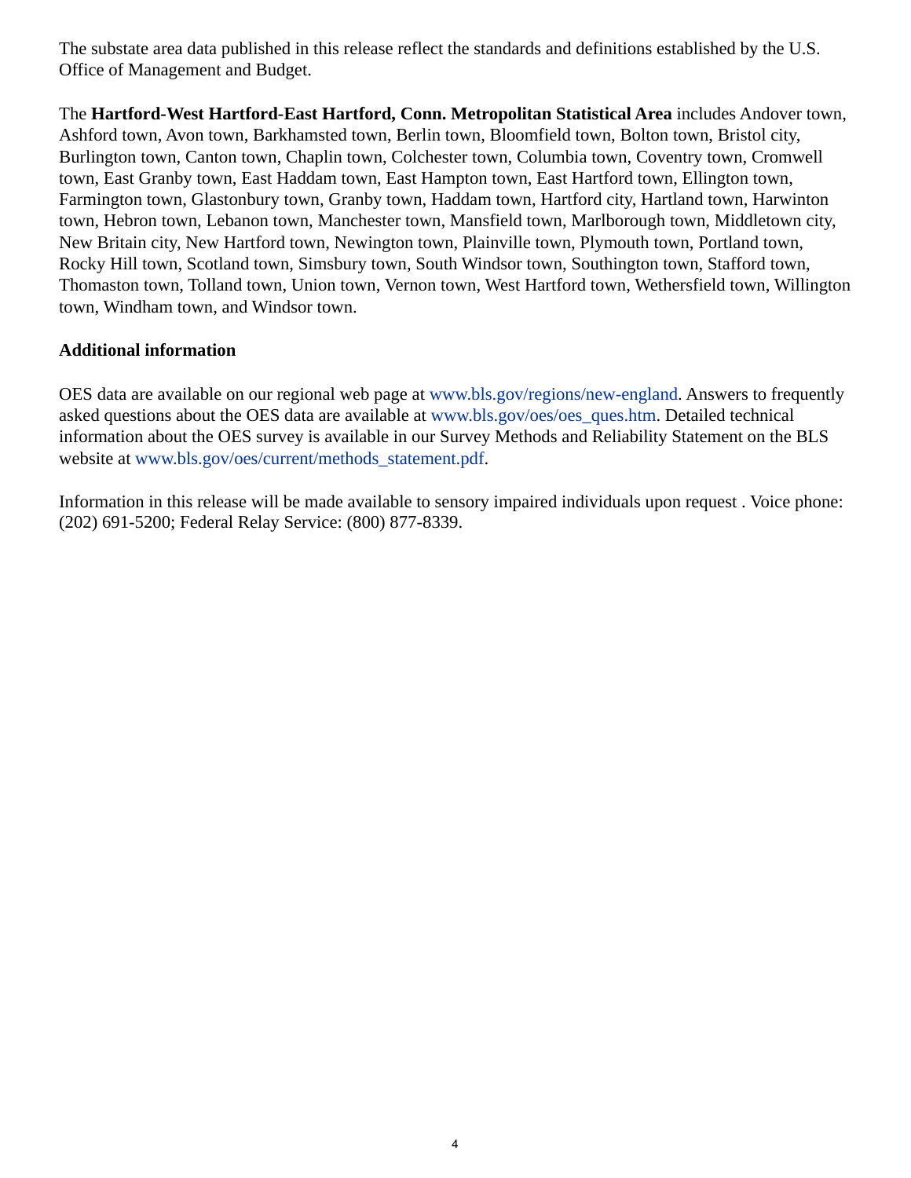The substate area data published in this release reflect the standards and definitions established by the U.S. Office of Management and Budget.

The **Hartford-West Hartford-East Hartford, Conn. Metropolitan Statistical Area** includes Andover town, Ashford town, Avon town, Barkhamsted town, Berlin town, Bloomfield town, Bolton town, Bristol city, Burlington town, Canton town, Chaplin town, Colchester town, Columbia town, Coventry town, Cromwell town, East Granby town, East Haddam town, East Hampton town, East Hartford town, Ellington town, Farmington town, Glastonbury town, Granby town, Haddam town, Hartford city, Hartland town, Harwinton town, Hebron town, Lebanon town, Manchester town, Mansfield town, Marlborough town, Middletown city, New Britain city, New Hartford town, Newington town, Plainville town, Plymouth town, Portland town, Rocky Hill town, Scotland town, Simsbury town, South Windsor town, Southington town, Stafford town, Thomaston town, Tolland town, Union town, Vernon town, West Hartford town, Wethersfield town, Willington town, Windham town, and Windsor town.

**Additional information**

OES data are available on our regional web page at www.bls.gov/regions/new-england. Answers to frequently asked questions about the OES data are available at www.bls.gov/oes/oes_ques.htm. Detailed technical information about the OES survey is available in our Survey Methods and Reliability Statement on the BLS website at www.bls.gov/oes/current/methods_statement.pdf.

Information in this release will be made available to sensory impaired individuals upon request . Voice phone: (202) 691-5200; Federal Relay Service: (800) 877-8339.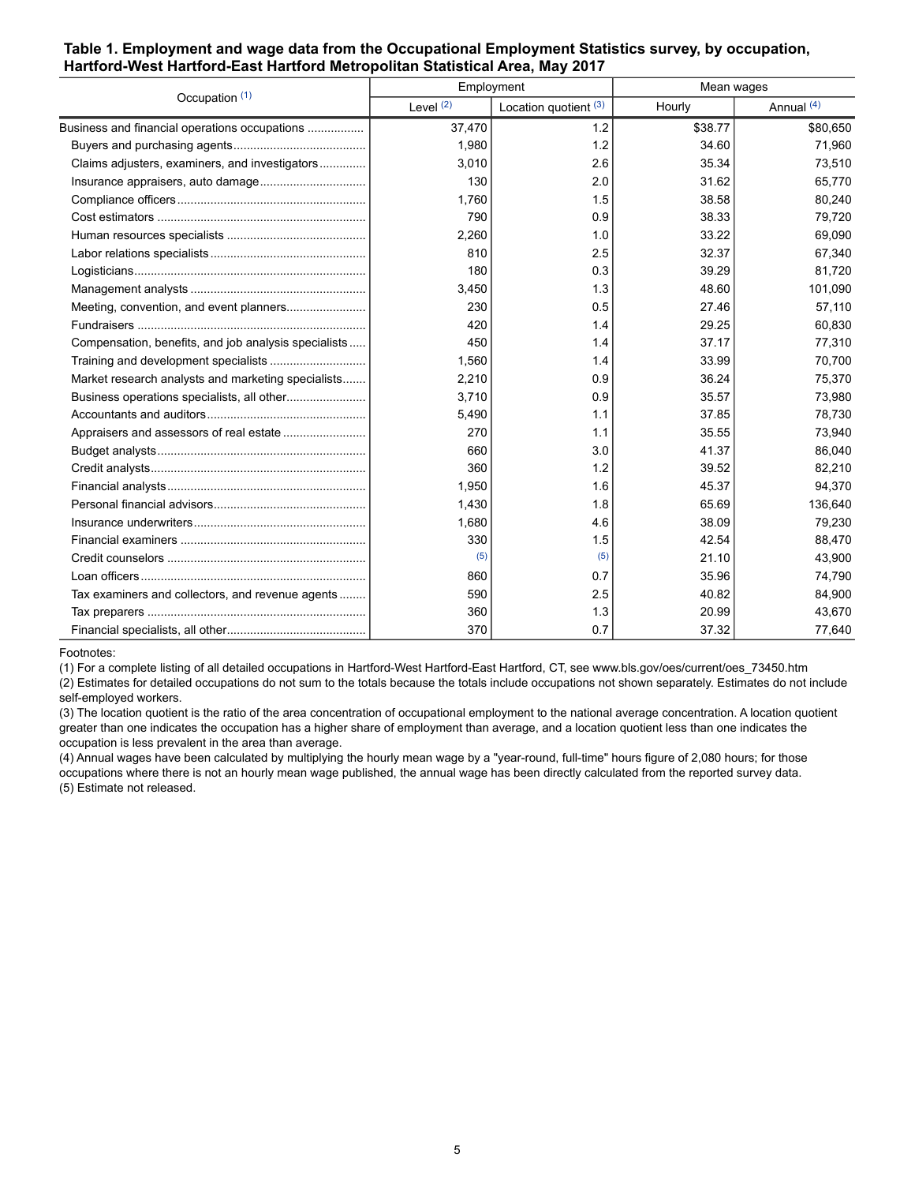**Table 1. Employment and wage data from the Occupational Employment Statistics survey, by occupation, Hartford-West Hartford-East Hartford Metropolitan Statistical Area, May 2017**

| Occupation [(1)] | Employment | | Mean wages | |
|---|---|---|---|---|
| | Level [(2)] | Location quotient [(3)] | Hourly | Annual [(4)] |
| Business and financial operations occupations | 37,470 | 1.2 | $38.77 | $80,650 |
| Buyers and purchasing agents | 1,980 | 1.2 | 34.60 | 71,960 |
| Claims adjusters, examiners, and investigators | 3,010 | 2.6 | 35.34 | 73,510 |
| Insurance appraisers, auto damage | 130 | 2.0 | 31.62 | 65,770 |
| Compliance officers | 1,760 | 1.5 | 38.58 | 80,240 |
| Cost estimators | 790 | 0.9 | 38.33 | 79,720 |
| Human resources specialists | 2,260 | 1.0 | 33.22 | 69,090 |
| Labor relations specialists | 810 | 2.5 | 32.37 | 67,340 |
| Logisticians | 180 | 0.3 | 39.29 | 81,720 |
| Management analysts | 3,450 | 1.3 | 48.60 | 101,090 |
| Meeting, convention, and event planners | 230 | 0.5 | 27.46 | 57,110 |
| Fundraisers | 420 | 1.4 | 29.25 | 60,830 |
| Compensation, benefits, and job analysis specialists | 450 | 1.4 | 37.17 | 77,310 |
| Training and development specialists | 1,560 | 1.4 | 33.99 | 70,700 |
| Market research analysts and marketing specialists | 2,210 | 0.9 | 36.24 | 75,370 |
| Business operations specialists, all other | 3,710 | 0.9 | 35.57 | 73,980 |
| Accountants and auditors | 5,490 | 1.1 | 37.85 | 78,730 |
| Appraisers and assessors of real estate | 270 | 1.1 | 35.55 | 73,940 |
| Budget analysts | 660 | 3.0 | 41.37 | 86,040 |
| Credit analysts | 360 | 1.2 | 39.52 | 82,210 |
| Financial analysts | 1,950 | 1.6 | 45.37 | 94,370 |
| Personal financial advisors | 1,430 | 1.8 | 65.69 | 136,640 |
| Insurance underwriters | 1,680 | 4.6 | 38.09 | 79,230 |
| Financial examiners | 330 | 1.5 | 42.54 | 88,470 |
| Credit counselors | (5) | (5) | 21.10 | 43,900 |
| Loan officers | 860 | 0.7 | 35.96 | 74,790 |
| Tax examiners and collectors, and revenue agents | 590 | 2.5 | 40.82 | 84,900 |
| Tax preparers | 360 | 1.3 | 20.99 | 43,670 |
| Financial specialists, all other | 370 | 0.7 | 37.32 | 77,640 |

Footnotes:
(1) For a complete listing of all detailed occupations in Hartford-West Hartford-East Hartford, CT, see www.bls.gov/oes/current/oes_73450.htm
(2) Estimates for detailed occupations do not sum to the totals because the totals include occupations not shown separately. Estimates do not include self-employed workers.
(3) The location quotient is the ratio of the area concentration of occupational employment to the national average concentration. A location quotient greater than one indicates the occupation has a higher share of employment than average, and a location quotient less than one indicates the occupation is less prevalent in the area than average.
(4) Annual wages have been calculated by multiplying the hourly mean wage by a "year-round, full-time" hours figure of 2,080 hours; for those occupations where there is not an hourly mean wage published, the annual wage has been directly calculated from the reported survey data.
(5) Estimate not released.